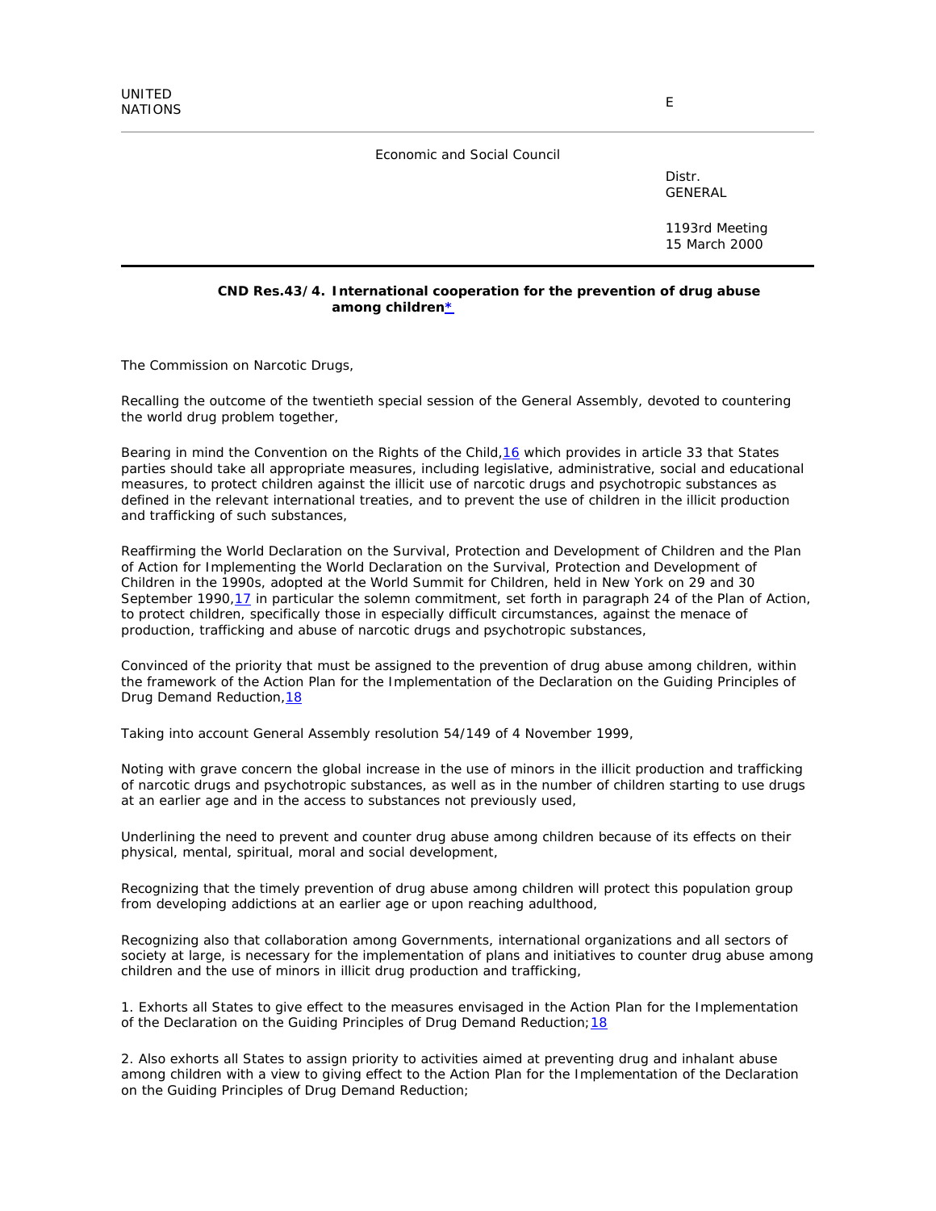UNITED NATIONS

E

Economic and Social Council

Distr.
GENERAL

1193rd Meeting
15 March 2000

**CND Res.43/4. International cooperation for the prevention of drug abuse among children***

The Commission on Narcotic Drugs,

Recalling the outcome of the twentieth special session of the General Assembly, devoted to countering the world drug problem together,

Bearing in mind the Convention on the Rights of the Child,[16] which provides in article 33 that States parties should take all appropriate measures, including legislative, administrative, social and educational measures, to protect children against the illicit use of narcotic drugs and psychotropic substances as defined in the relevant international treaties, and to prevent the use of children in the illicit production and trafficking of such substances,

Reaffirming the World Declaration on the Survival, Protection and Development of Children and the Plan of Action for Implementing the World Declaration on the Survival, Protection and Development of Children in the 1990s, adopted at the World Summit for Children, held in New York on 29 and 30 September 1990,[17] in particular the solemn commitment, set forth in paragraph 24 of the Plan of Action, to protect children, specifically those in especially difficult circumstances, against the menace of production, trafficking and abuse of narcotic drugs and psychotropic substances,

Convinced of the priority that must be assigned to the prevention of drug abuse among children, within the framework of the Action Plan for the Implementation of the Declaration on the Guiding Principles of Drug Demand Reduction,[18]

Taking into account General Assembly resolution 54/149 of 4 November 1999,

Noting with grave concern the global increase in the use of minors in the illicit production and trafficking of narcotic drugs and psychotropic substances, as well as in the number of children starting to use drugs at an earlier age and in the access to substances not previously used,

Underlining the need to prevent and counter drug abuse among children because of its effects on their physical, mental, spiritual, moral and social development,

Recognizing that the timely prevention of drug abuse among children will protect this population group from developing addictions at an earlier age or upon reaching adulthood,

Recognizing also that collaboration among Governments, international organizations and all sectors of society at large, is necessary for the implementation of plans and initiatives to counter drug abuse among children and the use of minors in illicit drug production and trafficking,

1. Exhorts all States to give effect to the measures envisaged in the Action Plan for the Implementation of the Declaration on the Guiding Principles of Drug Demand Reduction;[18]

2. Also exhorts all States to assign priority to activities aimed at preventing drug and inhalant abuse among children with a view to giving effect to the Action Plan for the Implementation of the Declaration on the Guiding Principles of Drug Demand Reduction;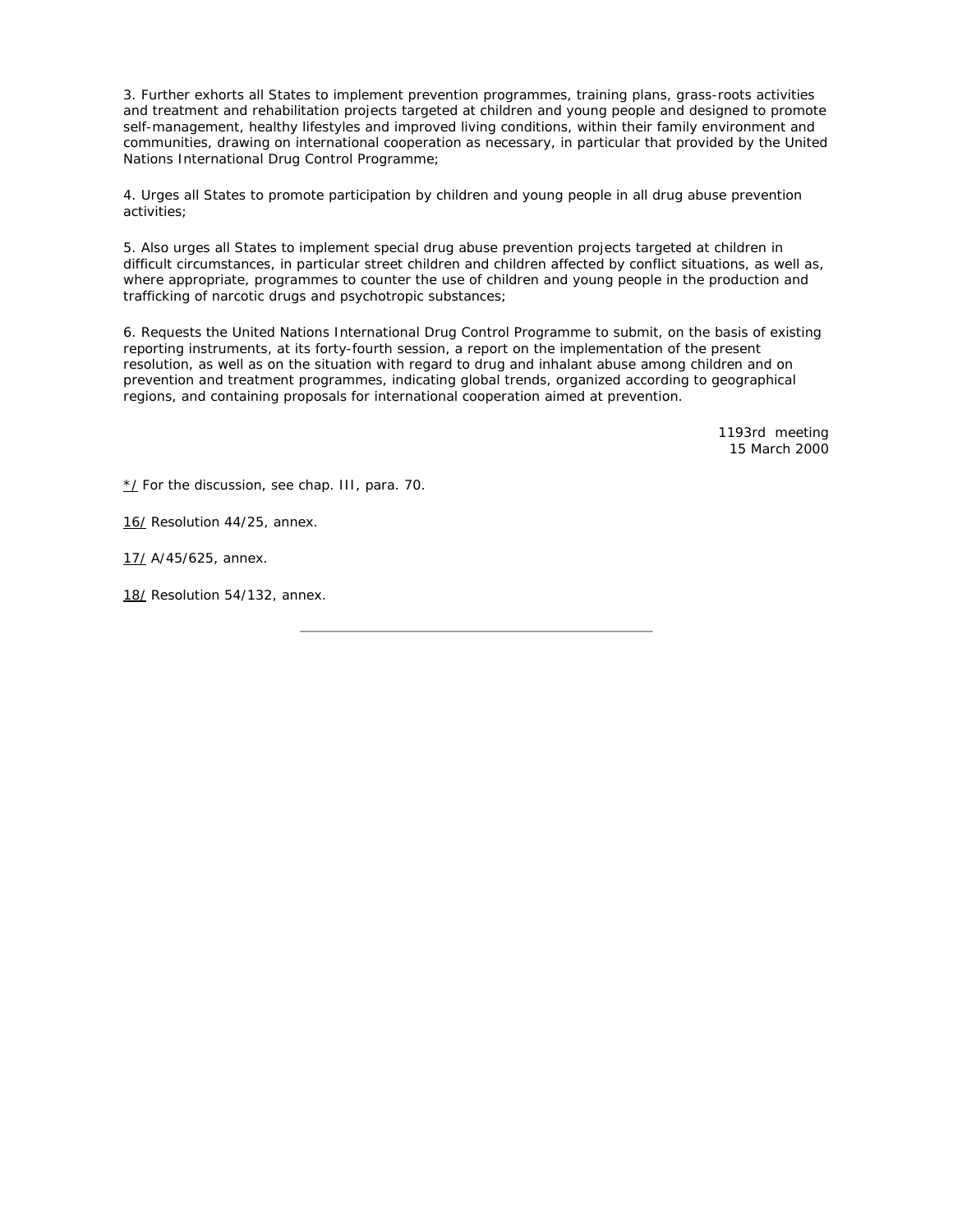3. Further exhorts all States to implement prevention programmes, training plans, grass-roots activities and treatment and rehabilitation projects targeted at children and young people and designed to promote self-management, healthy lifestyles and improved living conditions, within their family environment and communities, drawing on international cooperation as necessary, in particular that provided by the United Nations International Drug Control Programme;

4. Urges all States to promote participation by children and young people in all drug abuse prevention activities;

5. Also urges all States to implement special drug abuse prevention projects targeted at children in difficult circumstances, in particular street children and children affected by conflict situations, as well as, where appropriate, programmes to counter the use of children and young people in the production and trafficking of narcotic drugs and psychotropic substances;

6. Requests the United Nations International Drug Control Programme to submit, on the basis of existing reporting instruments, at its forty-fourth session, a report on the implementation of the present resolution, as well as on the situation with regard to drug and inhalant abuse among children and on prevention and treatment programmes, indicating global trends, organized according to geographical regions, and containing proposals for international cooperation aimed at prevention.

1193rd meeting
15 March 2000

*/ For the discussion, see chap. III, para. 70.

16/ Resolution 44/25, annex.

17/ A/45/625, annex.

18/ Resolution 54/132, annex.

---